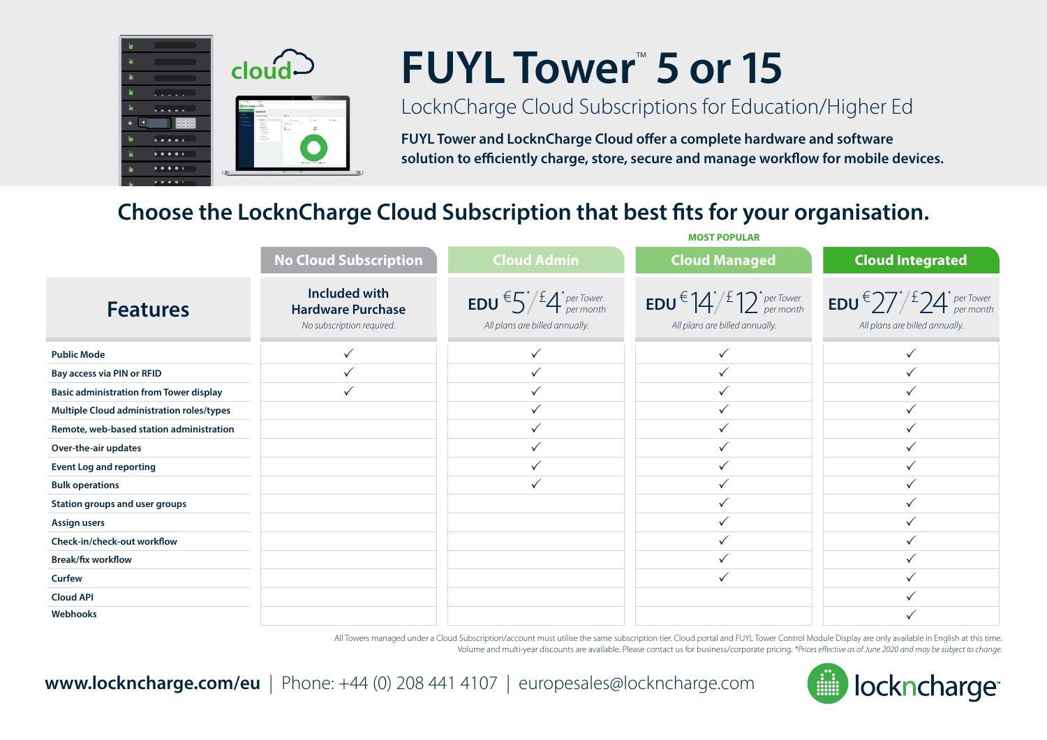# FUYL Tower™ 5 or 15

## LocknCharge Cloud Subscriptions for Education/Higher Ed

**FUYL Tower and LocknCharge Cloud offer a complete hardware and software solution to efficiently charge, store, secure and manage workflow for mobile devices.**

## Choose the LocknCharge Cloud Subscription that best fits for your organisation.

| Features | No Cloud Subscription | Cloud Admin | Cloud Managed (MOST POPULAR) | Cloud Integrated |
|---|---|---|---|---|
| | Included with Hardware Purchase *No subscription required.* | EDU €5*/£4* per Tower per month *All plans are billed annually.* | EDU €14*/£12* per Tower per month *All plans are billed annually.* | EDU €27*/£24* per Tower per month *All plans are billed annually.* |
| Public Mode | ✓ | ✓ | ✓ | ✓ |
| Bay access via PIN or RFID | ✓ | ✓ | ✓ | ✓ |
| Basic administration from Tower display | ✓ | ✓ | ✓ | ✓ |
| Multiple Cloud administration roles/types | | ✓ | ✓ | ✓ |
| Remote, web-based station administration | | ✓ | ✓ | ✓ |
| Over-the-air updates | | ✓ | ✓ | ✓ |
| Event Log and reporting | | ✓ | ✓ | ✓ |
| Bulk operations | | ✓ | ✓ | ✓ |
| Station groups and user groups | | | ✓ | ✓ |
| Assign users | | | ✓ | ✓ |
| Check-in/check-out workflow | | | ✓ | ✓ |
| Break/fix workflow | | | ✓ | ✓ |
| Curfew | | | ✓ | ✓ |
| Cloud API | | | | ✓ |
| Webhooks | | | | ✓ |

All Towers managed under a Cloud Subscription/account must utilise the same subscription tier. Cloud portal and FUYL Tower Control Module Display are only available in English at this time. Volume and multi-year discounts are available. Please contact us for business/corporate pricing. *\*Prices effective as of June 2020 and may be subject to change.*

**www.lockncharge.com/eu** | Phone: +44 (0) 208 441 4107 | europesales@lockncharge.com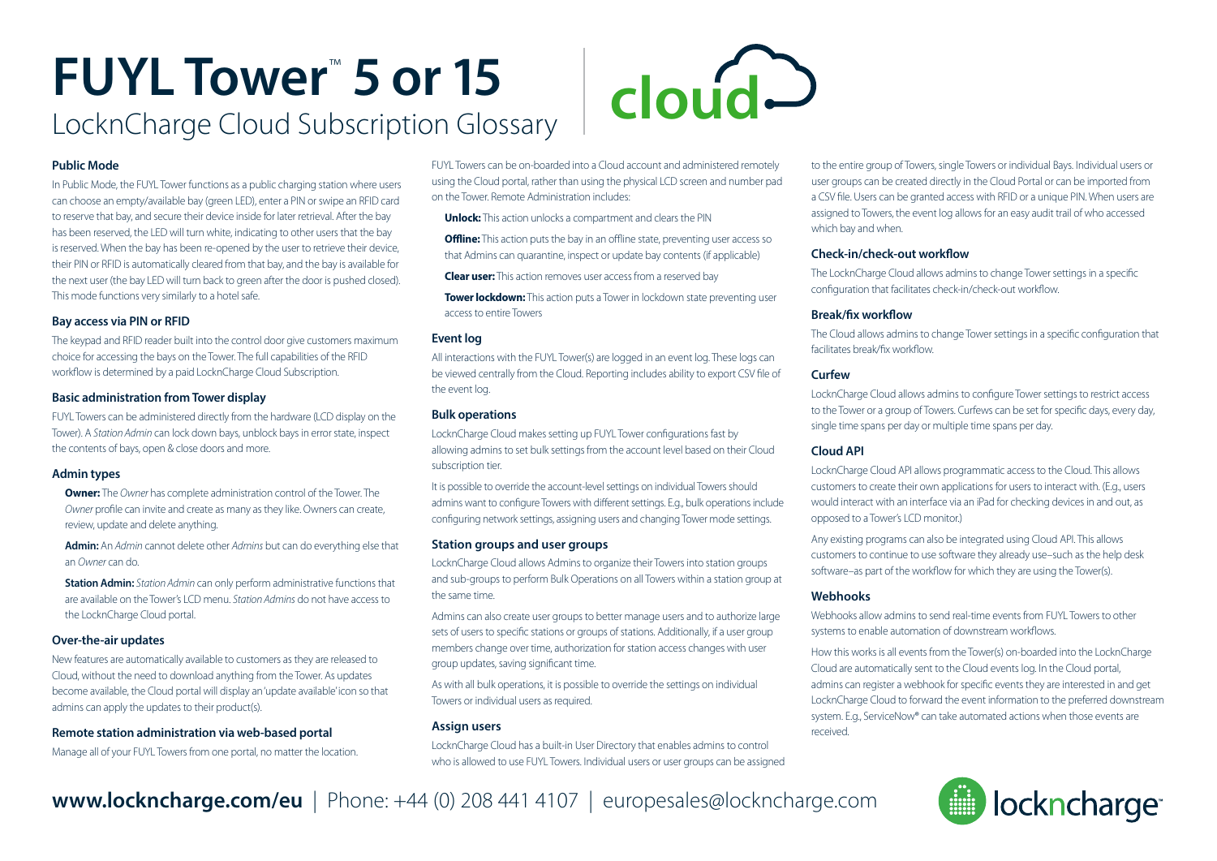# FUYL Tower™ 5 or 15

LocknCharge Cloud Subscription Glossary

cloud

### Public Mode

In Public Mode, the FUYL Tower functions as a public charging station where users can choose an empty/available bay (green LED), enter a PIN or swipe an RFID card to reserve that bay, and secure their device inside for later retrieval. After the bay has been reserved, the LED will turn white, indicating to other users that the bay is reserved. When the bay has been re-opened by the user to retrieve their device, their PIN or RFID is automatically cleared from that bay, and the bay is available for the next user (the bay LED will turn back to green after the door is pushed closed). This mode functions very similarly to a hotel safe.

### Bay access via PIN or RFID

The keypad and RFID reader built into the control door give customers maximum choice for accessing the bays on the Tower. The full capabilities of the RFID workflow is determined by a paid LocknCharge Cloud Subscription.

### Basic administration from Tower display

FUYL Towers can be administered directly from the hardware (LCD display on the Tower). A *Station Admin* can lock down bays, unblock bays in error state, inspect the contents of bays, open & close doors and more.

### Admin types

**Owner:** The *Owner* has complete administration control of the Tower. The *Owner* profile can invite and create as many as they like. Owners can create, review, update and delete anything.

**Admin:** An *Admin* cannot delete other *Admins* but can do everything else that an *Owner* can do.

**Station Admin:** *Station Admin* can only perform administrative functions that are available on the Tower's LCD menu. *Station Admins* do not have access to the LocknCharge Cloud portal.

### Over-the-air updates

New features are automatically available to customers as they are released to Cloud, without the need to download anything from the Tower. As updates become available, the Cloud portal will display an 'update available' icon so that admins can apply the updates to their product(s).

### Remote station administration via web-based portal

Manage all of your FUYL Towers from one portal, no matter the location. FUYL Towers can be on-boarded into a Cloud account and administered remotely using the Cloud portal, rather than using the physical LCD screen and number pad on the Tower. Remote Administration includes:

**Unlock:** This action unlocks a compartment and clears the PIN

**Offline:** This action puts the bay in an offline state, preventing user access so that Admins can quarantine, inspect or update bay contents (if applicable)

**Clear user:** This action removes user access from a reserved bay

**Tower lockdown:** This action puts a Tower in lockdown state preventing user access to entire Towers

### Event log

All interactions with the FUYL Tower(s) are logged in an event log. These logs can be viewed centrally from the Cloud. Reporting includes ability to export CSV file of the event log.

### Bulk operations

LocknCharge Cloud makes setting up FUYL Tower configurations fast by allowing admins to set bulk settings from the account level based on their Cloud subscription tier.

It is possible to override the account-level settings on individual Towers should admins want to configure Towers with different settings. E.g., bulk operations include configuring network settings, assigning users and changing Tower mode settings.

### Station groups and user groups

LocknCharge Cloud allows Admins to organize their Towers into station groups and sub-groups to perform Bulk Operations on all Towers within a station group at the same time.

Admins can also create user groups to better manage users and to authorize large sets of users to specific stations or groups of stations. Additionally, if a user group members change over time, authorization for station access changes with user group updates, saving significant time.

As with all bulk operations, it is possible to override the settings on individual Towers or individual users as required.

### Assign users

LocknCharge Cloud has a built-in User Directory that enables admins to control who is allowed to use FUYL Towers. Individual users or user groups can be assigned to the entire group of Towers, single Towers or individual Bays. Individual users or user groups can be created directly in the Cloud Portal or can be imported from a CSV file. Users can be granted access with RFID or a unique PIN. When users are assigned to Towers, the event log allows for an easy audit trail of who accessed which bay and when.

### Check-in/check-out workflow

The LocknCharge Cloud allows admins to change Tower settings in a specific configuration that facilitates check-in/check-out workflow.

### Break/fix workflow

The Cloud allows admins to change Tower settings in a specific configuration that facilitates break/fix workflow.

### Curfew

LocknCharge Cloud allows admins to configure Tower settings to restrict access to the Tower or a group of Towers. Curfews can be set for specific days, every day, single time spans per day or multiple time spans per day.

### Cloud API

LocknCharge Cloud API allows programmatic access to the Cloud. This allows customers to create their own applications for users to interact with. (E.g., users would interact with an interface via an iPad for checking devices in and out, as opposed to a Tower's LCD monitor.)

Any existing programs can also be integrated using Cloud API. This allows customers to continue to use software they already use–such as the help desk software–as part of the workflow for which they are using the Tower(s).

### Webhooks

Webhooks allow admins to send real-time events from FUYL Towers to other systems to enable automation of downstream workflows.

How this works is all events from the Tower(s) on-boarded into the LocknCharge Cloud are automatically sent to the Cloud events log. In the Cloud portal, admins can register a webhook for specific events they are interested in and get LocknCharge Cloud to forward the event information to the preferred downstream system. E.g., ServiceNow® can take automated actions when those events are received.

**www.lockncharge.com/eu** | Phone: +44 (0) 208 441 4107 | europesales@lockncharge.com

lockncharge